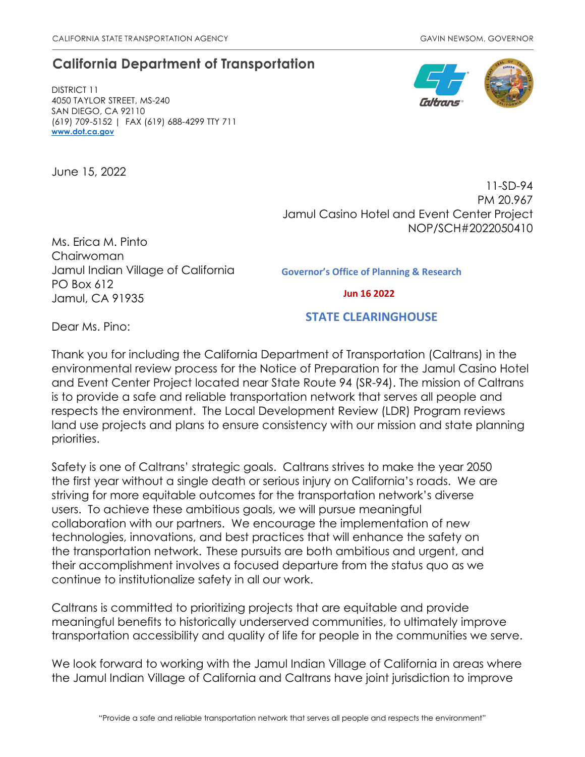CALIFORNIA STATE TRANSPORTATION AGENCY GAVIN NEWSOM, GOVERNOR

## California Department of Transportation

DISTRICT 11
4050 TAYLOR STREET, MS-240
SAN DIEGO, CA 92110
(619) 709-5152 | FAX (619) 688-4299 TTY 711
**www.dot.ca.gov**

June 15, 2022

11-SD-94
PM 20.967
Jamul Casino Hotel and Event Center Project
NOP/SCH#2022050410

Ms. Erica M. Pinto
Chairwoman
Jamul Indian Village of California
PO Box 612
Jamul, CA 91935

**Governor's Office of Planning & Research**

**Jun 16 2022**

**STATE CLEARINGHOUSE**

Dear Ms. Pino:

Thank you for including the California Department of Transportation (Caltrans) in the environmental review process for the Notice of Preparation for the Jamul Casino Hotel and Event Center Project located near State Route 94 (SR-94). The mission of Caltrans is to provide a safe and reliable transportation network that serves all people and respects the environment. The Local Development Review (LDR) Program reviews land use projects and plans to ensure consistency with our mission and state planning priorities.

Safety is one of Caltrans' strategic goals. Caltrans strives to make the year 2050 the first year without a single death or serious injury on California's roads. We are striving for more equitable outcomes for the transportation network's diverse users. To achieve these ambitious goals, we will pursue meaningful collaboration with our partners. We encourage the implementation of new technologies, innovations, and best practices that will enhance the safety on the transportation network. These pursuits are both ambitious and urgent, and their accomplishment involves a focused departure from the status quo as we continue to institutionalize safety in all our work.

Caltrans is committed to prioritizing projects that are equitable and provide meaningful benefits to historically underserved communities, to ultimately improve transportation accessibility and quality of life for people in the communities we serve.

We look forward to working with the Jamul Indian Village of California in areas where the Jamul Indian Village of California and Caltrans have joint jurisdiction to improve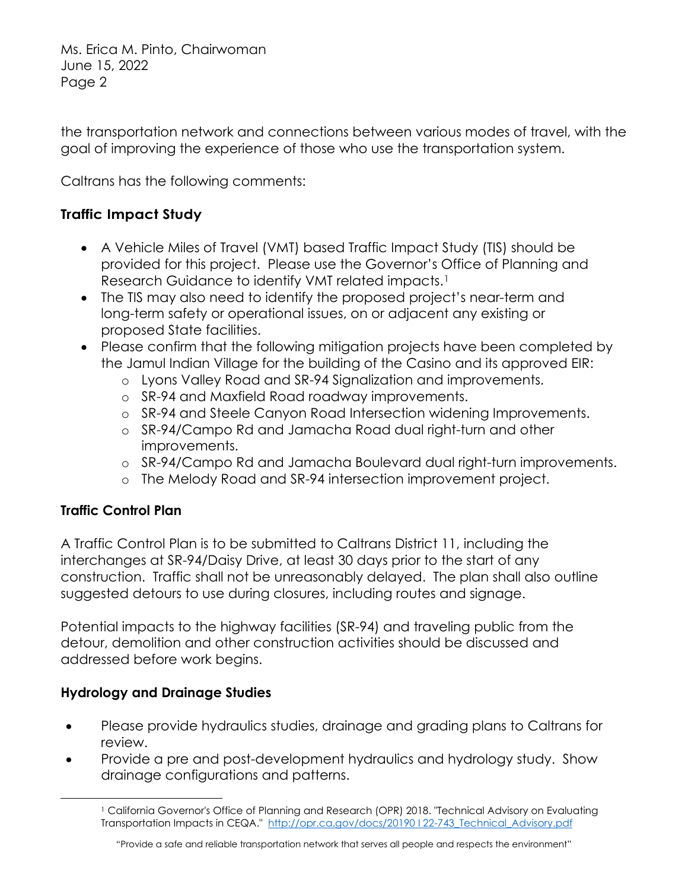the transportation network and connections between various modes of travel, with the goal of improving the experience of those who use the transportation system.

Caltrans has the following comments:

**Traffic Impact Study**

- A Vehicle Miles of Travel (VMT) based Traffic Impact Study (TIS) should be provided for this project. Please use the Governor's Office of Planning and Research Guidance to identify VMT related impacts.[1]
- The TIS may also need to identify the proposed project's near-term and long-term safety or operational issues, on or adjacent any existing or proposed State facilities.
- Please confirm that the following mitigation projects have been completed by the Jamul Indian Village for the building of the Casino and its approved EIR:
  - Lyons Valley Road and SR-94 Signalization and improvements.
  - SR-94 and Maxfield Road roadway improvements.
  - SR-94 and Steele Canyon Road Intersection widening Improvements.
  - SR-94/Campo Rd and Jamacha Road dual right-turn and other improvements.
  - SR-94/Campo Rd and Jamacha Boulevard dual right-turn improvements.
  - The Melody Road and SR-94 intersection improvement project.

**Traffic Control Plan**

A Traffic Control Plan is to be submitted to Caltrans District 11, including the interchanges at SR-94/Daisy Drive, at least 30 days prior to the start of any construction. Traffic shall not be unreasonably delayed. The plan shall also outline suggested detours to use during closures, including routes and signage.

Potential impacts to the highway facilities (SR-94) and traveling public from the detour, demolition and other construction activities should be discussed and addressed before work begins.

**Hydrology and Drainage Studies**

- Please provide hydraulics studies, drainage and grading plans to Caltrans for review.
- Provide a pre and post-development hydraulics and hydrology study. Show drainage configurations and patterns.

---

[1] California Governor's Office of Planning and Research (OPR) 2018. "Technical Advisory on Evaluating Transportation Impacts in CEQA." http://opr.ca.gov/docs/20190122-743_Technical_Advisory.pdf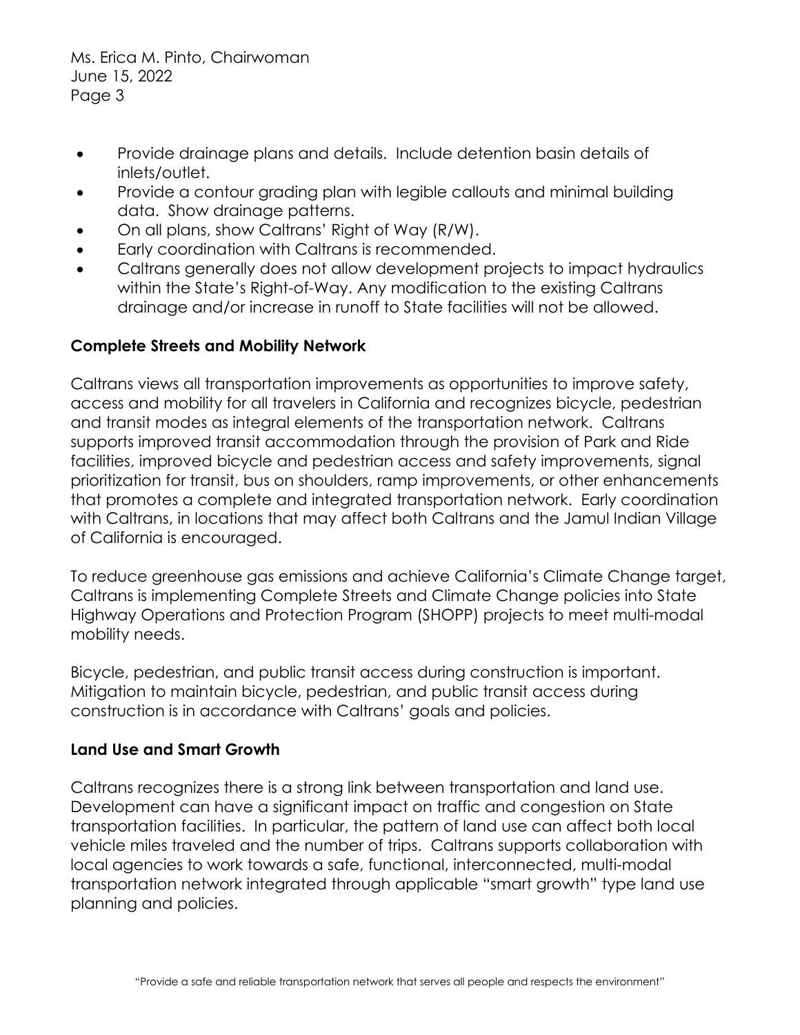- Provide drainage plans and details. Include detention basin details of inlets/outlet.
- Provide a contour grading plan with legible callouts and minimal building data. Show drainage patterns.
- On all plans, show Caltrans' Right of Way (R/W).
- Early coordination with Caltrans is recommended.
- Caltrans generally does not allow development projects to impact hydraulics within the State's Right-of-Way. Any modification to the existing Caltrans drainage and/or increase in runoff to State facilities will not be allowed.

**Complete Streets and Mobility Network**

Caltrans views all transportation improvements as opportunities to improve safety, access and mobility for all travelers in California and recognizes bicycle, pedestrian and transit modes as integral elements of the transportation network. Caltrans supports improved transit accommodation through the provision of Park and Ride facilities, improved bicycle and pedestrian access and safety improvements, signal prioritization for transit, bus on shoulders, ramp improvements, or other enhancements that promotes a complete and integrated transportation network. Early coordination with Caltrans, in locations that may affect both Caltrans and the Jamul Indian Village of California is encouraged.

To reduce greenhouse gas emissions and achieve California's Climate Change target, Caltrans is implementing Complete Streets and Climate Change policies into State Highway Operations and Protection Program (SHOPP) projects to meet multi-modal mobility needs.

Bicycle, pedestrian, and public transit access during construction is important. Mitigation to maintain bicycle, pedestrian, and public transit access during construction is in accordance with Caltrans' goals and policies.

**Land Use and Smart Growth**

Caltrans recognizes there is a strong link between transportation and land use. Development can have a significant impact on traffic and congestion on State transportation facilities. In particular, the pattern of land use can affect both local vehicle miles traveled and the number of trips. Caltrans supports collaboration with local agencies to work towards a safe, functional, interconnected, multi-modal transportation network integrated through applicable "smart growth" type land use planning and policies.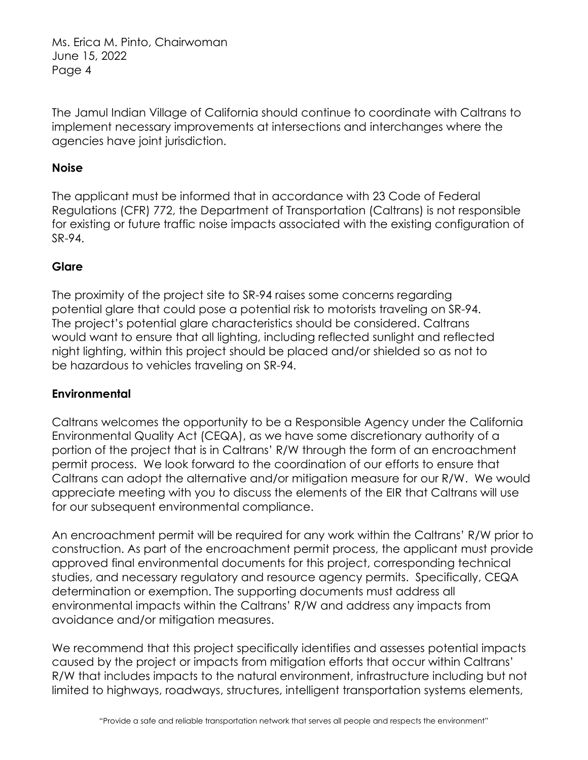The Jamul Indian Village of California should continue to coordinate with Caltrans to implement necessary improvements at intersections and interchanges where the agencies have joint jurisdiction.

**Noise**

The applicant must be informed that in accordance with 23 Code of Federal Regulations (CFR) 772, the Department of Transportation (Caltrans) is not responsible for existing or future traffic noise impacts associated with the existing configuration of SR-94.

**Glare**

The proximity of the project site to SR-94 raises some concerns regarding potential glare that could pose a potential risk to motorists traveling on SR-94. The project's potential glare characteristics should be considered. Caltrans would want to ensure that all lighting, including reflected sunlight and reflected night lighting, within this project should be placed and/or shielded so as not to be hazardous to vehicles traveling on SR-94.

**Environmental**

Caltrans welcomes the opportunity to be a Responsible Agency under the California Environmental Quality Act (CEQA), as we have some discretionary authority of a portion of the project that is in Caltrans' R/W through the form of an encroachment permit process. We look forward to the coordination of our efforts to ensure that Caltrans can adopt the alternative and/or mitigation measure for our R/W. We would appreciate meeting with you to discuss the elements of the EIR that Caltrans will use for our subsequent environmental compliance.

An encroachment permit will be required for any work within the Caltrans' R/W prior to construction. As part of the encroachment permit process, the applicant must provide approved final environmental documents for this project, corresponding technical studies, and necessary regulatory and resource agency permits. Specifically, CEQA determination or exemption. The supporting documents must address all environmental impacts within the Caltrans' R/W and address any impacts from avoidance and/or mitigation measures.

We recommend that this project specifically identifies and assesses potential impacts caused by the project or impacts from mitigation efforts that occur within Caltrans' R/W that includes impacts to the natural environment, infrastructure including but not limited to highways, roadways, structures, intelligent transportation systems elements,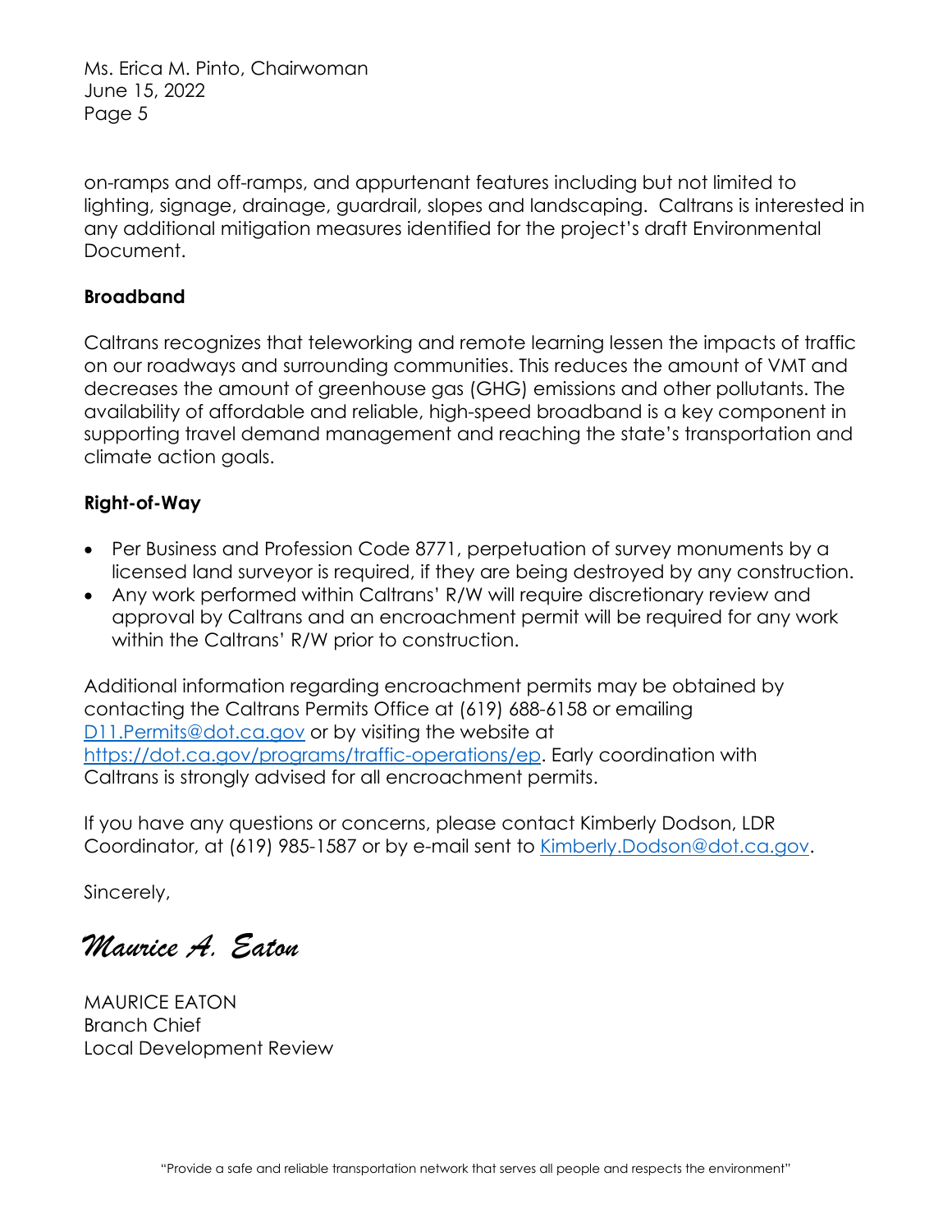on-ramps and off-ramps, and appurtenant features including but not limited to lighting, signage, drainage, guardrail, slopes and landscaping. Caltrans is interested in any additional mitigation measures identified for the project's draft Environmental Document.

**Broadband**

Caltrans recognizes that teleworking and remote learning lessen the impacts of traffic on our roadways and surrounding communities. This reduces the amount of VMT and decreases the amount of greenhouse gas (GHG) emissions and other pollutants. The availability of affordable and reliable, high-speed broadband is a key component in supporting travel demand management and reaching the state's transportation and climate action goals.

**Right-of-Way**

- Per Business and Profession Code 8771, perpetuation of survey monuments by a licensed land surveyor is required, if they are being destroyed by any construction.
- Any work performed within Caltrans' R/W will require discretionary review and approval by Caltrans and an encroachment permit will be required for any work within the Caltrans' R/W prior to construction.

Additional information regarding encroachment permits may be obtained by contacting the Caltrans Permits Office at (619) 688-6158 or emailing D11.Permits@dot.ca.gov or by visiting the website at https://dot.ca.gov/programs/traffic-operations/ep. Early coordination with Caltrans is strongly advised for all encroachment permits.

If you have any questions or concerns, please contact Kimberly Dodson, LDR Coordinator, at (619) 985-1587 or by e-mail sent to Kimberly.Dodson@dot.ca.gov.

Sincerely,

*Maurice A. Eaton*

MAURICE EATON
Branch Chief
Local Development Review

"Provide a safe and reliable transportation network that serves all people and respects the environment"